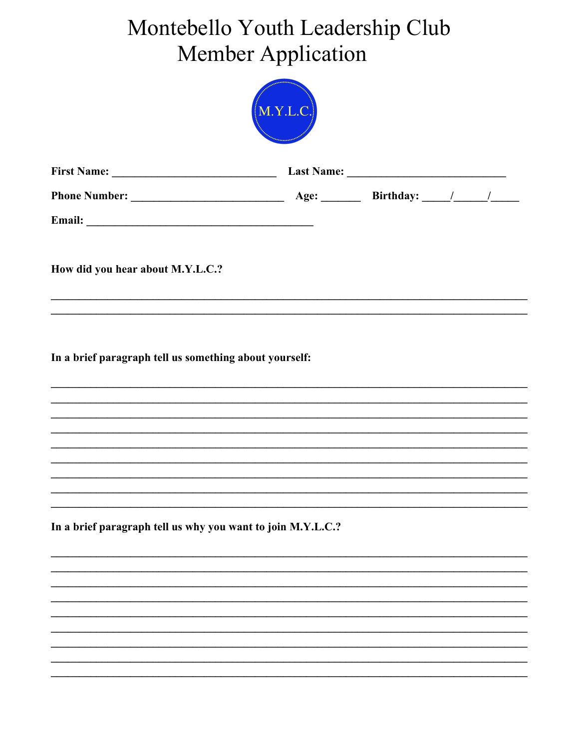# Montebello Youth Leadership Club
# Member Application

M.Y.L.C.

**First Name:** ____________________________ **Last Name:** ___________________________

**Phone Number:** __________________________ **Age:** ______ **Birthday:** _____/_____/_____

**Email:** _______________________________________

**How did you hear about M.Y.L.C.?**

_______________________________________________________________________________

_______________________________________________________________________________

**In a brief paragraph tell us something about yourself:**

_______________________________________________________________________________

_______________________________________________________________________________

_______________________________________________________________________________

_______________________________________________________________________________

_______________________________________________________________________________

_______________________________________________________________________________

_______________________________________________________________________________

_______________________________________________________________________________

_______________________________________________________________________________

**In a brief paragraph tell us why you want to join M.Y.L.C.?**

_______________________________________________________________________________

_______________________________________________________________________________

_______________________________________________________________________________

_______________________________________________________________________________

_______________________________________________________________________________

_______________________________________________________________________________

_______________________________________________________________________________

_______________________________________________________________________________

_______________________________________________________________________________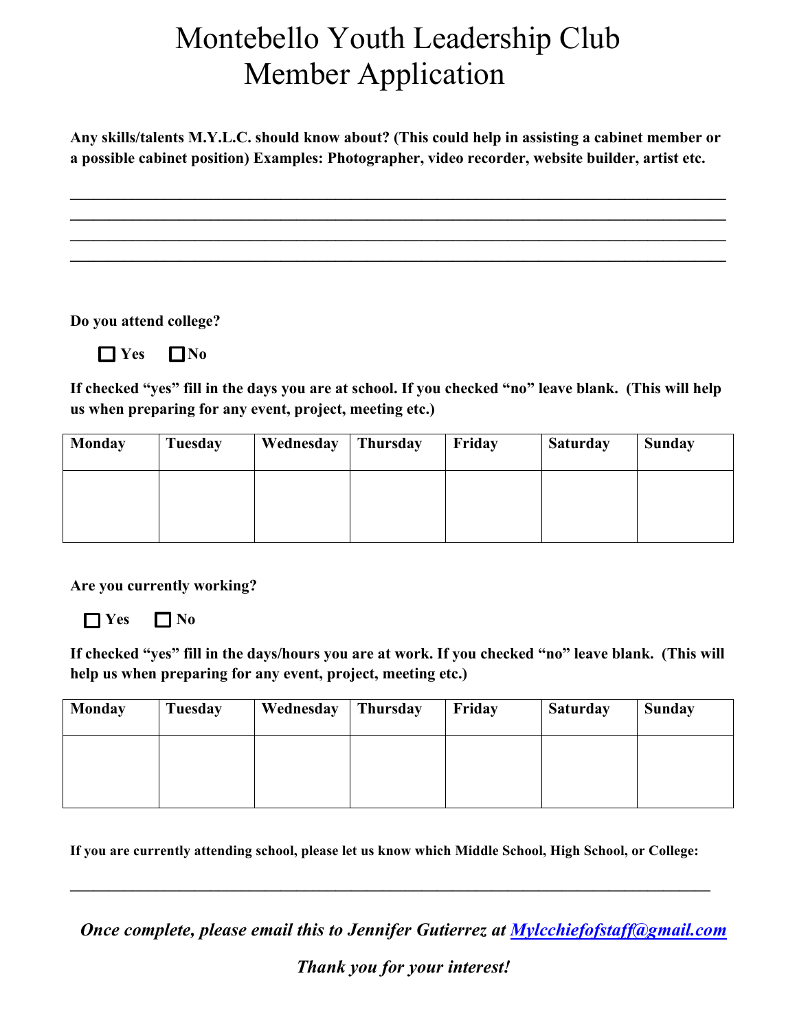# Montebello Youth Leadership Club
# Member Application

**Any skills/talents M.Y.L.C. should know about? (This could help in assisting a cabinet member or a possible cabinet position) Examples: Photographer, video recorder, website builder, artist etc.**

___________________________________________________________________________
___________________________________________________________________________
___________________________________________________________________________
___________________________________________________________________________

**Do you attend college?**

☐ **Yes** ☐ **No**

**If checked "yes" fill in the days you are at school. If you checked "no" leave blank. (This will help us when preparing for any event, project, meeting etc.)**

| Monday | Tuesday | Wednesday | Thursday | Friday | Saturday | Sunday |
|---|---|---|---|---|---|---|
| | | | | | | |

**Are you currently working?**

☐ **Yes** ☐ **No**

**If checked "yes" fill in the days/hours you are at work. If you checked "no" leave blank. (This will help us when preparing for any event, project, meeting etc.)**

| Monday | Tuesday | Wednesday | Thursday | Friday | Saturday | Sunday |
|---|---|---|---|---|---|---|
| | | | | | | |

**If you are currently attending school, please let us know which Middle School, High School, or College:**

___________________________________________________________________________

***Once complete, please email this to Jennifer Gutierrez at [Mylcchiefofstaff@gmail.com](mailto:Mylcchiefofstaff@gmail.com)***

***Thank you for your interest!***